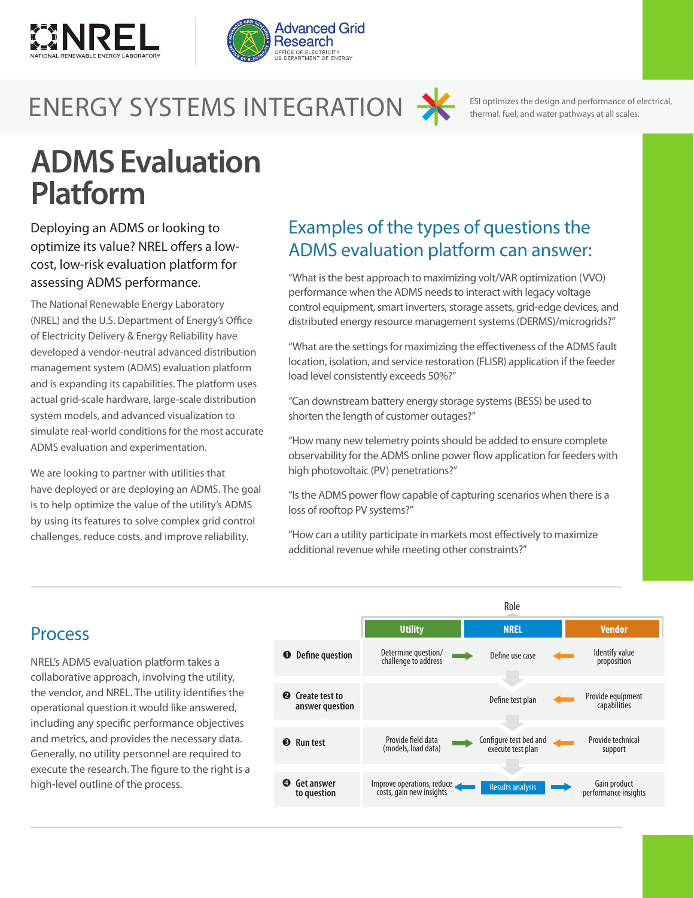ENERGY SYSTEMS INTEGRATION

ESI optimizes the design and performance of electrical, thermal, fuel, and water pathways at all scales.

# ADMS Evaluation Platform

Deploying an ADMS or looking to optimize its value? NREL offers a low-cost, low-risk evaluation platform for assessing ADMS performance.

The National Renewable Energy Laboratory (NREL) and the U.S. Department of Energy's Office of Electricity Delivery & Energy Reliability have developed a vendor-neutral advanced distribution management system (ADMS) evaluation platform and is expanding its capabilities. The platform uses actual grid-scale hardware, large-scale distribution system models, and advanced visualization to simulate real-world conditions for the most accurate ADMS evaluation and experimentation.

We are looking to partner with utilities that have deployed or are deploying an ADMS. The goal is to help optimize the value of the utility's ADMS by using its features to solve complex grid control challenges, reduce costs, and improve reliability.

## Examples of the types of questions the ADMS evaluation platform can answer:

"What is the best approach to maximizing volt/VAR optimization (VVO) performance when the ADMS needs to interact with legacy voltage control equipment, smart inverters, storage assets, grid-edge devices, and distributed energy resource management systems (DERMS)/microgrids?"

"What are the settings for maximizing the effectiveness of the ADMS fault location, isolation, and service restoration (FLISR) application if the feeder load level consistently exceeds 50%?"

"Can downstream battery energy storage systems (BESS) be used to shorten the length of customer outages?"

"How many new telemetry points should be added to ensure complete observability for the ADMS online power flow application for feeders with high photovoltaic (PV) penetrations?"

"Is the ADMS power flow capable of capturing scenarios when there is a loss of rooftop PV systems?"

"How can a utility participate in markets most effectively to maximize additional revenue while meeting other constraints?"

## Process

NREL's ADMS evaluation platform takes a collaborative approach, involving the utility, the vendor, and NREL. The utility identifies the operational question it would like answered, including any specific performance objectives and metrics, and provides the necessary data. Generally, no utility personnel are required to execute the research. The figure to the right is a high-level outline of the process.

| | Role: Utility | Role: NREL | Role: Vendor |
|---|---|---|---|
| ❶ Define question | Determine question/ challenge to address → | Define use case | ← Identify value proposition |
| ❷ Create test to answer question | | Define test plan | ← Provide equipment capabilities |
| ❸ Run test | Provide field data (models, load data) → | Configure test bed and execute test plan | ← Provide technical support |
| ❹ Get answer to question | Improve operations, reduce costs, gain new insights ← | Results analysis | → Gain product performance insights |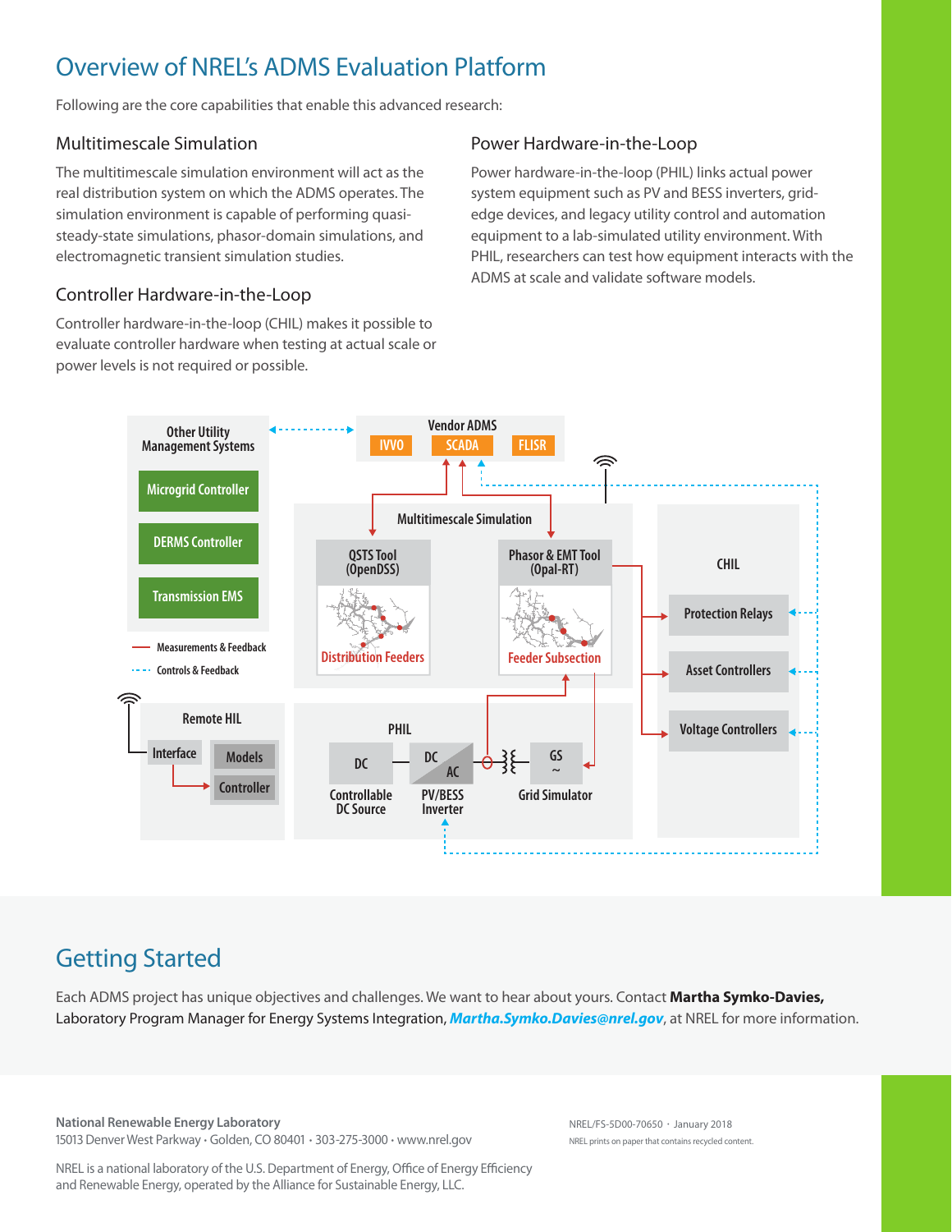# Overview of NREL's ADMS Evaluation Platform

Following are the core capabilities that enable this advanced research:

## Multitimescale Simulation

The multitimescale simulation environment will act as the real distribution system on which the ADMS operates. The simulation environment is capable of performing quasi-steady-state simulations, phasor-domain simulations, and electromagnetic transient simulation studies.

## Controller Hardware-in-the-Loop

Controller hardware-in-the-loop (CHIL) makes it possible to evaluate controller hardware when testing at actual scale or power levels is not required or possible.

## Power Hardware-in-the-Loop

Power hardware-in-the-loop (PHIL) links actual power system equipment such as PV and BESS inverters, grid-edge devices, and legacy utility control and automation equipment to a lab-simulated utility environment. With PHIL, researchers can test how equipment interacts with the ADMS at scale and validate software models.

Other Utility Management Systems
Microgrid Controller
DERMS Controller
Transmission EMS
Vendor ADMS
IVVO
SCADA
FLISR
Multitimescale Simulation
QSTS Tool (OpenDSS)
Distribution Feeders
Phasor & EMT Tool (Opal-RT)
Feeder Subsection
CHIL
Protection Relays
Asset Controllers
Voltage Controllers
Measurements & Feedback
Controls & Feedback
Remote HIL
Interface
Models
Controller
PHIL
DC
Controllable DC Source
DC
AC
PV/BESS Inverter
GS
Grid Simulator

# Getting Started

Each ADMS project has unique objectives and challenges. We want to hear about yours. Contact **Martha Symko-Davies,** Laboratory Program Manager for Energy Systems Integration, ***Martha.Symko.Davies@nrel.gov***, at NREL for more information.

**National Renewable Energy Laboratory**
15013 Denver West Parkway • Golden, CO 80401 • 303-275-3000 • www.nrel.gov

NREL is a national laboratory of the U.S. Department of Energy, Office of Energy Efficiency and Renewable Energy, operated by the Alliance for Sustainable Energy, LLC.

NREL/FS-5D00-70650 • January 2018

NREL prints on paper that contains recycled content.